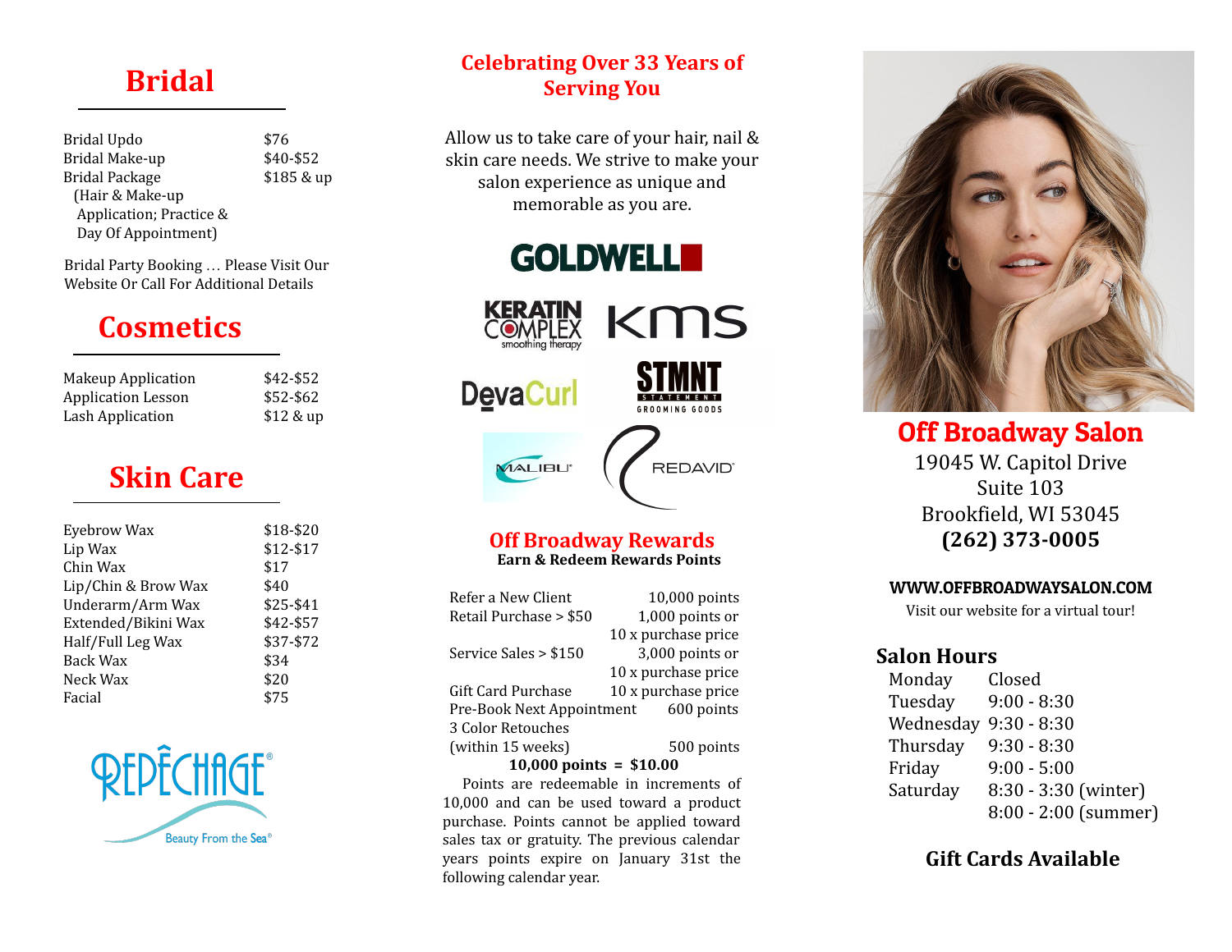# Bridal

| | |
|---|---|
| Bridal Updo | $76 |
| Bridal Make-up | $40-$52 |
| Bridal Package (Hair & Make-up Application; Practice & Day Of Appointment) | $185 & up |

Bridal Party Booking … Please Visit Our Website Or Call For Additional Details

# Cosmetics

| | |
|---|---|
| Makeup Application | $42-$52 |
| Application Lesson | $52-$62 |
| Lash Application | $12 & up |

# Skin Care

| | |
|---|---|
| Eyebrow Wax | $18-$20 |
| Lip Wax | $12-$17 |
| Chin Wax | $17 |
| Lip/Chin & Brow Wax | $40 |
| Underarm/Arm Wax | $25-$41 |
| Extended/Bikini Wax | $42-$57 |
| Half/Full Leg Wax | $37-$72 |
| Back Wax | $34 |
| Neck Wax | $20 |
| Facial | $75 |

REPÊCHAGE®
Beauty From the Sea®

## Celebrating Over 33 Years of Serving You

Allow us to take care of your hair, nail & skin care needs. We strive to make your salon experience as unique and memorable as you are.

GOLDWELL

KERATIN COMPLEX smoothing therapy

KMS

DevaCurl

STMNT STATEMENT GROOMING GOODS

MALIBU®

REDAVID®

## Off Broadway Rewards

**Earn & Redeem Rewards Points**

| | |
|---|---|
| Refer a New Client | 10,000 points |
| Retail Purchase > $50 | 1,000 points or 10 x purchase price |
| Service Sales > $150 | 3,000 points or 10 x purchase price |
| Gift Card Purchase | 10 x purchase price |
| Pre-Book Next Appointment | 600 points |
| 3 Color Retouches (within 15 weeks) | 500 points |

**10,000 points = $10.00**

Points are redeemable in increments of 10,000 and can be used toward a product purchase. Points cannot be applied toward sales tax or gratuity. The previous calendar years points expire on January 31st the following calendar year.

## Off Broadway Salon

19045 W. Capitol Drive
Suite 103
Brookfield, WI 53045
**(262) 373-0005**

**WWW.OFFBROADWAYSALON.COM**

Visit our website for a virtual tour!

### Salon Hours

| | |
|---|---|
| Monday | Closed |
| Tuesday | 9:00 - 8:30 |
| Wednesday | 9:30 - 8:30 |
| Thursday | 9:30 - 8:30 |
| Friday | 9:00 - 5:00 |
| Saturday | 8:30 - 3:30 (winter)<br>8:00 - 2:00 (summer) |

**Gift Cards Available**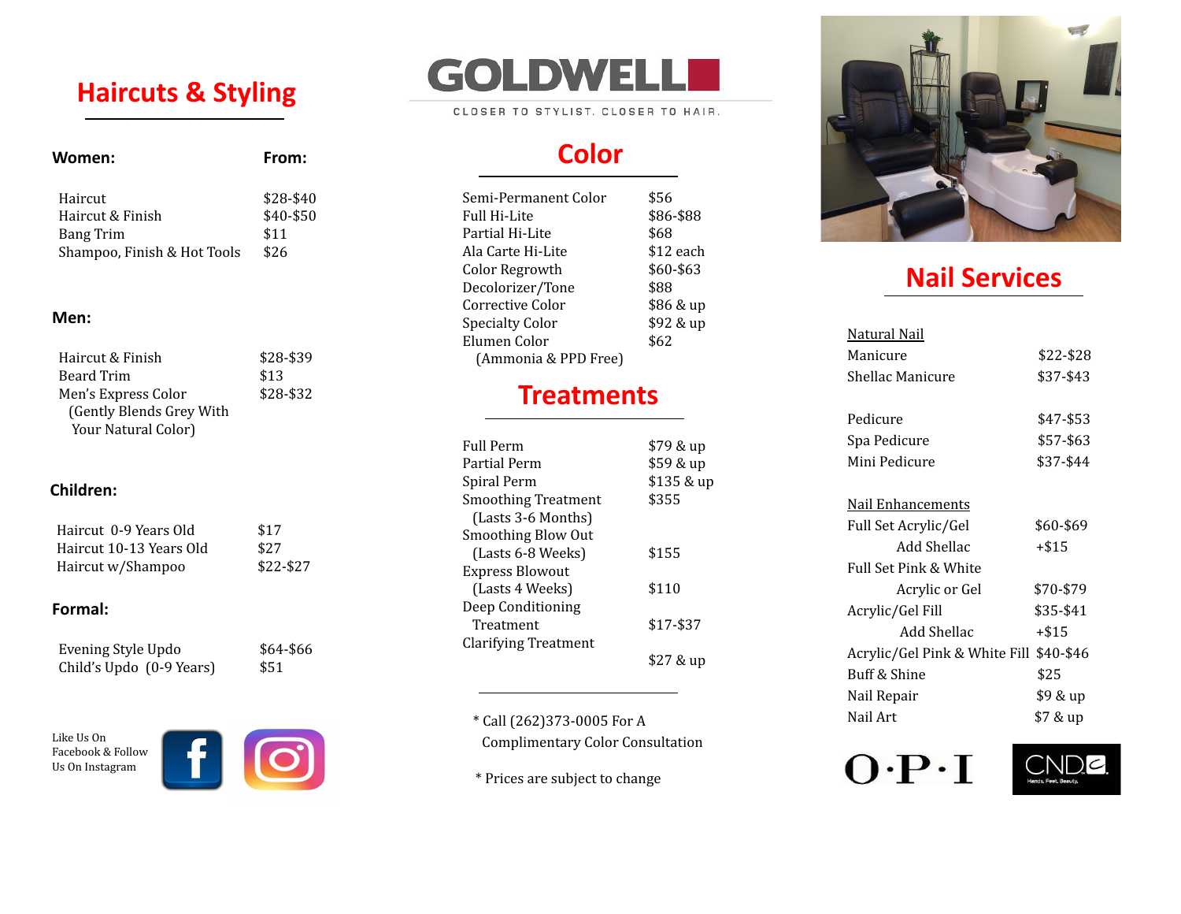## Haircuts & Styling

| Women: | From: |
|---|---|
| Haircut | $28-$40 |
| Haircut & Finish | $40-$50 |
| Bang Trim | $11 |
| Shampoo, Finish & Hot Tools | $26 |

**Men:**

| | |
|---|---|
| Haircut & Finish | $28-$39 |
| Beard Trim | $13 |
| Men's Express Color (Gently Blends Grey With Your Natural Color) | $28-$32 |

**Children:**

| | |
|---|---|
| Haircut 0-9 Years Old | $17 |
| Haircut 10-13 Years Old | $27 |
| Haircut w/Shampoo | $22-$27 |

**Formal:**

| | |
|---|---|
| Evening Style Updo | $64-$66 |
| Child's Updo (0-9 Years) | $51 |

Like Us On Facebook & Follow Us On Instagram

GOLDWELL

CLOSER TO STYLIST. CLOSER TO HAIR.

## Color

| | |
|---|---|
| Semi-Permanent Color | $56 |
| Full Hi-Lite | $86-$88 |
| Partial Hi-Lite | $68 |
| Ala Carte Hi-Lite | $12 each |
| Color Regrowth | $60-$63 |
| Decolorizer/Tone | $88 |
| Corrective Color | $86 & up |
| Specialty Color | $92 & up |
| Elumen Color (Ammonia & PPD Free) | $62 |

## Treatments

| | |
|---|---|
| Full Perm | $79 & up |
| Partial Perm | $59 & up |
| Spiral Perm | $135 & up |
| Smoothing Treatment (Lasts 3-6 Months) | $355 |
| Smoothing Blow Out (Lasts 6-8 Weeks) | $155 |
| Express Blowout (Lasts 4 Weeks) | $110 |
| Deep Conditioning Treatment | $17-$37 |
| Clarifying Treatment | $27 & up |

\* Call (262)373-0005 For A Complimentary Color Consultation

\* Prices are subject to change

## Nail Services

| | |
|---|---|
| Natural Nail | |
| Manicure | $22-$28 |
| Shellac Manicure | $37-$43 |
| Pedicure | $47-$53 |
| Spa Pedicure | $57-$63 |
| Mini Pedicure | $37-$44 |
| Nail Enhancements | |
| Full Set Acrylic/Gel | $60-$69 |
| Add Shellac | +$15 |
| Full Set Pink & White Acrylic or Gel | $70-$79 |
| Acrylic/Gel Fill | $35-$41 |
| Add Shellac | +$15 |
| Acrylic/Gel Pink & White Fill | $40-$46 |
| Buff & Shine | $25 |
| Nail Repair | $9 & up |
| Nail Art | $7 & up |

O·P·I

CND Hands. Feet. Beauty.